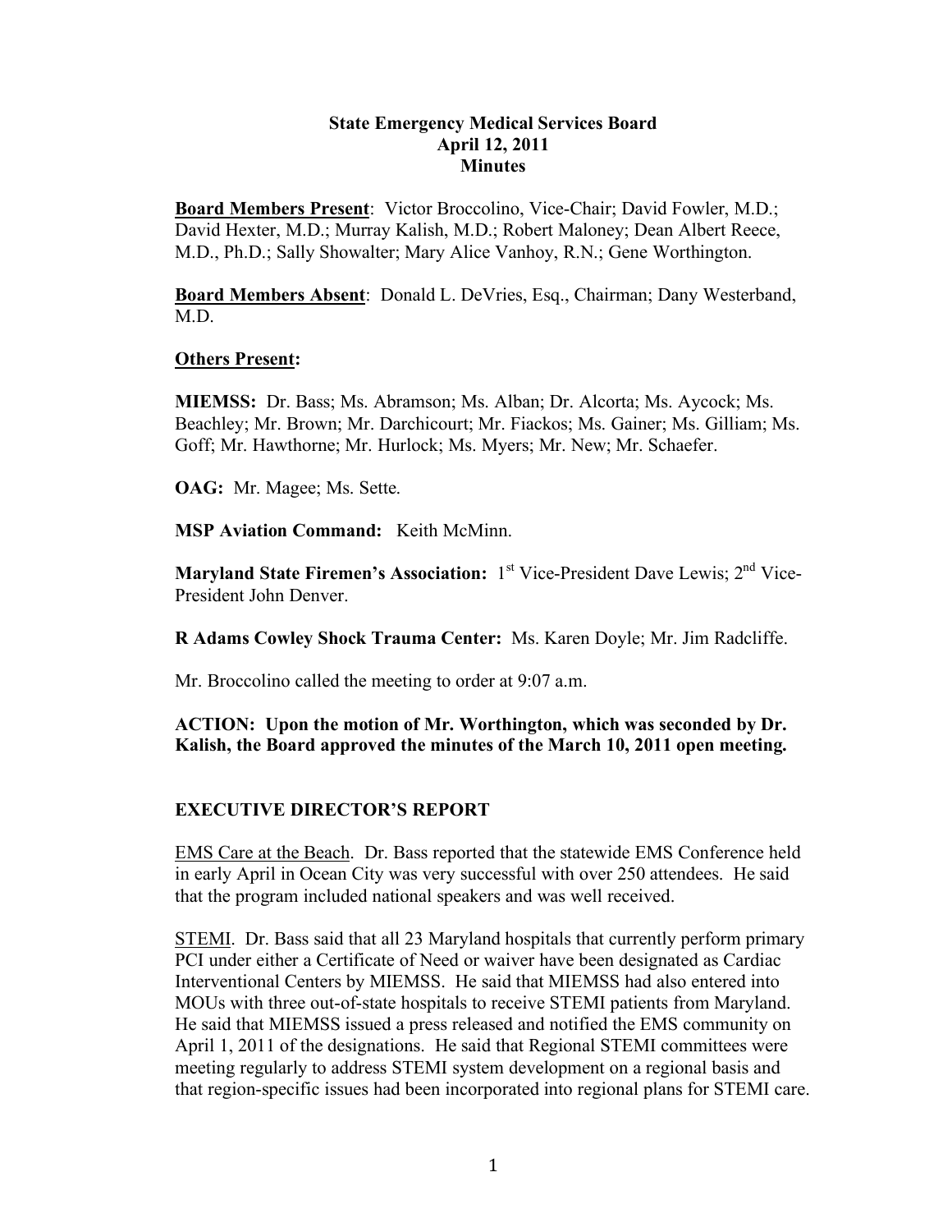# State Emergency Medical Services Board
## April 12, 2011
## Minutes

**Board Members Present**: Victor Broccolino, Vice-Chair; David Fowler, M.D.; David Hexter, M.D.; Murray Kalish, M.D.; Robert Maloney; Dean Albert Reece, M.D., Ph.D.; Sally Showalter; Mary Alice Vanhoy, R.N.; Gene Worthington.

**Board Members Absent**: Donald L. DeVries, Esq., Chairman; Dany Westerband, M.D.

**Others Present:**

**MIEMSS:** Dr. Bass; Ms. Abramson; Ms. Alban; Dr. Alcorta; Ms. Aycock; Ms. Beachley; Mr. Brown; Mr. Darchicourt; Mr. Fiackos; Ms. Gainer; Ms. Gilliam; Ms. Goff; Mr. Hawthorne; Mr. Hurlock; Ms. Myers; Mr. New; Mr. Schaefer.

**OAG:** Mr. Magee; Ms. Sette.

**MSP Aviation Command:** Keith McMinn.

**Maryland State Firemen's Association:** 1st Vice-President Dave Lewis; 2nd Vice-President John Denver.

**R Adams Cowley Shock Trauma Center:** Ms. Karen Doyle; Mr. Jim Radcliffe.

Mr. Broccolino called the meeting to order at 9:07 a.m.

**ACTION: Upon the motion of Mr. Worthington, which was seconded by Dr. Kalish, the Board approved the minutes of the March 10, 2011 open meeting.**

## EXECUTIVE DIRECTOR'S REPORT

EMS Care at the Beach. Dr. Bass reported that the statewide EMS Conference held in early April in Ocean City was very successful with over 250 attendees. He said that the program included national speakers and was well received.

STEMI. Dr. Bass said that all 23 Maryland hospitals that currently perform primary PCI under either a Certificate of Need or waiver have been designated as Cardiac Interventional Centers by MIEMSS. He said that MIEMSS had also entered into MOUs with three out-of-state hospitals to receive STEMI patients from Maryland. He said that MIEMSS issued a press released and notified the EMS community on April 1, 2011 of the designations. He said that Regional STEMI committees were meeting regularly to address STEMI system development on a regional basis and that region-specific issues had been incorporated into regional plans for STEMI care.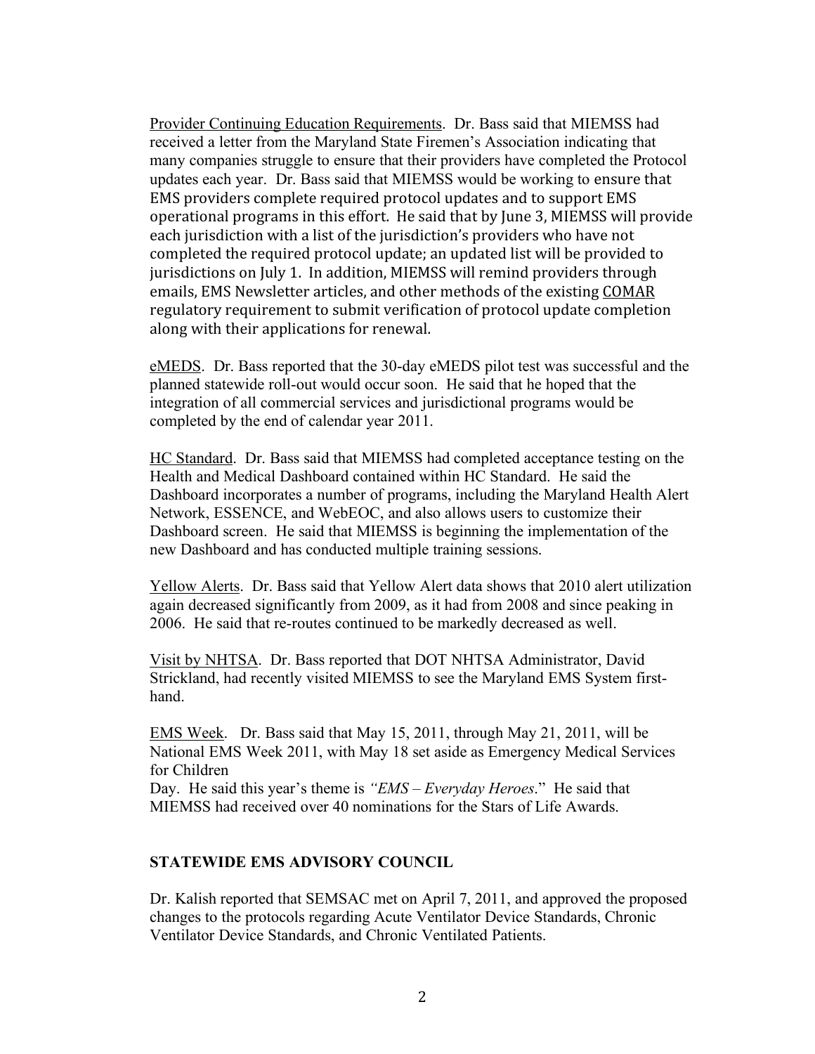Provider Continuing Education Requirements. Dr. Bass said that MIEMSS had received a letter from the Maryland State Firemen's Association indicating that many companies struggle to ensure that their providers have completed the Protocol updates each year. Dr. Bass said that MIEMSS would be working to ensure that EMS providers complete required protocol updates and to support EMS operational programs in this effort. He said that by June 3, MIEMSS will provide each jurisdiction with a list of the jurisdiction's providers who have not completed the required protocol update; an updated list will be provided to jurisdictions on July 1. In addition, MIEMSS will remind providers through emails, EMS Newsletter articles, and other methods of the existing COMAR regulatory requirement to submit verification of protocol update completion along with their applications for renewal.

eMEDS. Dr. Bass reported that the 30-day eMEDS pilot test was successful and the planned statewide roll-out would occur soon. He said that he hoped that the integration of all commercial services and jurisdictional programs would be completed by the end of calendar year 2011.

HC Standard. Dr. Bass said that MIEMSS had completed acceptance testing on the Health and Medical Dashboard contained within HC Standard. He said the Dashboard incorporates a number of programs, including the Maryland Health Alert Network, ESSENCE, and WebEOC, and also allows users to customize their Dashboard screen. He said that MIEMSS is beginning the implementation of the new Dashboard and has conducted multiple training sessions.

Yellow Alerts. Dr. Bass said that Yellow Alert data shows that 2010 alert utilization again decreased significantly from 2009, as it had from 2008 and since peaking in 2006. He said that re-routes continued to be markedly decreased as well.

Visit by NHTSA. Dr. Bass reported that DOT NHTSA Administrator, David Strickland, had recently visited MIEMSS to see the Maryland EMS System first-hand.

EMS Week. Dr. Bass said that May 15, 2011, through May 21, 2011, will be National EMS Week 2011, with May 18 set aside as Emergency Medical Services for Children
Day. He said this year's theme is *"EMS – Everyday Heroes*." He said that MIEMSS had received over 40 nominations for the Stars of Life Awards.

**STATEWIDE EMS ADVISORY COUNCIL**

Dr. Kalish reported that SEMSAC met on April 7, 2011, and approved the proposed changes to the protocols regarding Acute Ventilator Device Standards, Chronic Ventilator Device Standards, and Chronic Ventilated Patients.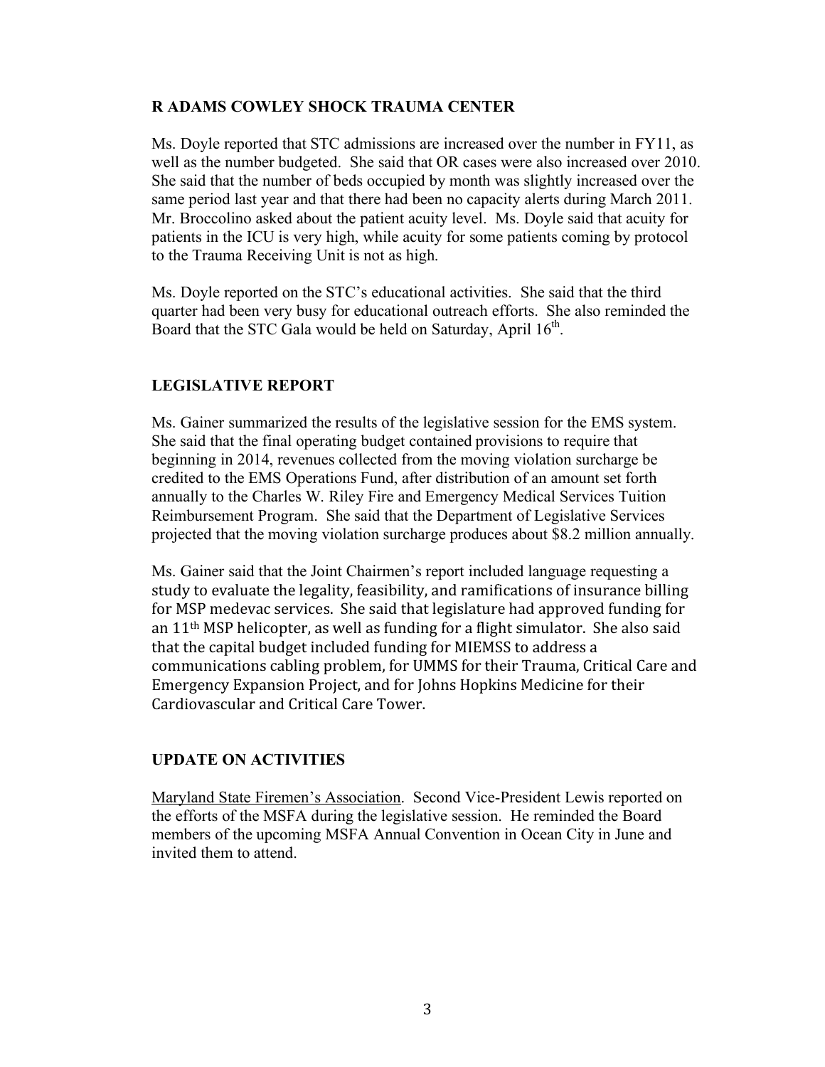## R ADAMS COWLEY SHOCK TRAUMA CENTER

Ms. Doyle reported that STC admissions are increased over the number in FY11, as well as the number budgeted. She said that OR cases were also increased over 2010. She said that the number of beds occupied by month was slightly increased over the same period last year and that there had been no capacity alerts during March 2011. Mr. Broccolino asked about the patient acuity level. Ms. Doyle said that acuity for patients in the ICU is very high, while acuity for some patients coming by protocol to the Trauma Receiving Unit is not as high.

Ms. Doyle reported on the STC's educational activities. She said that the third quarter had been very busy for educational outreach efforts. She also reminded the Board that the STC Gala would be held on Saturday, April 16th.

## LEGISLATIVE REPORT

Ms. Gainer summarized the results of the legislative session for the EMS system. She said that the final operating budget contained provisions to require that beginning in 2014, revenues collected from the moving violation surcharge be credited to the EMS Operations Fund, after distribution of an amount set forth annually to the Charles W. Riley Fire and Emergency Medical Services Tuition Reimbursement Program. She said that the Department of Legislative Services projected that the moving violation surcharge produces about $8.2 million annually.

Ms. Gainer said that the Joint Chairmen's report included language requesting a study to evaluate the legality, feasibility, and ramifications of insurance billing for MSP medevac services. She said that legislature had approved funding for an 11th MSP helicopter, as well as funding for a flight simulator. She also said that the capital budget included funding for MIEMSS to address a communications cabling problem, for UMMS for their Trauma, Critical Care and Emergency Expansion Project, and for Johns Hopkins Medicine for their Cardiovascular and Critical Care Tower.

## UPDATE ON ACTIVITIES

Maryland State Firemen's Association. Second Vice-President Lewis reported on the efforts of the MSFA during the legislative session. He reminded the Board members of the upcoming MSFA Annual Convention in Ocean City in June and invited them to attend.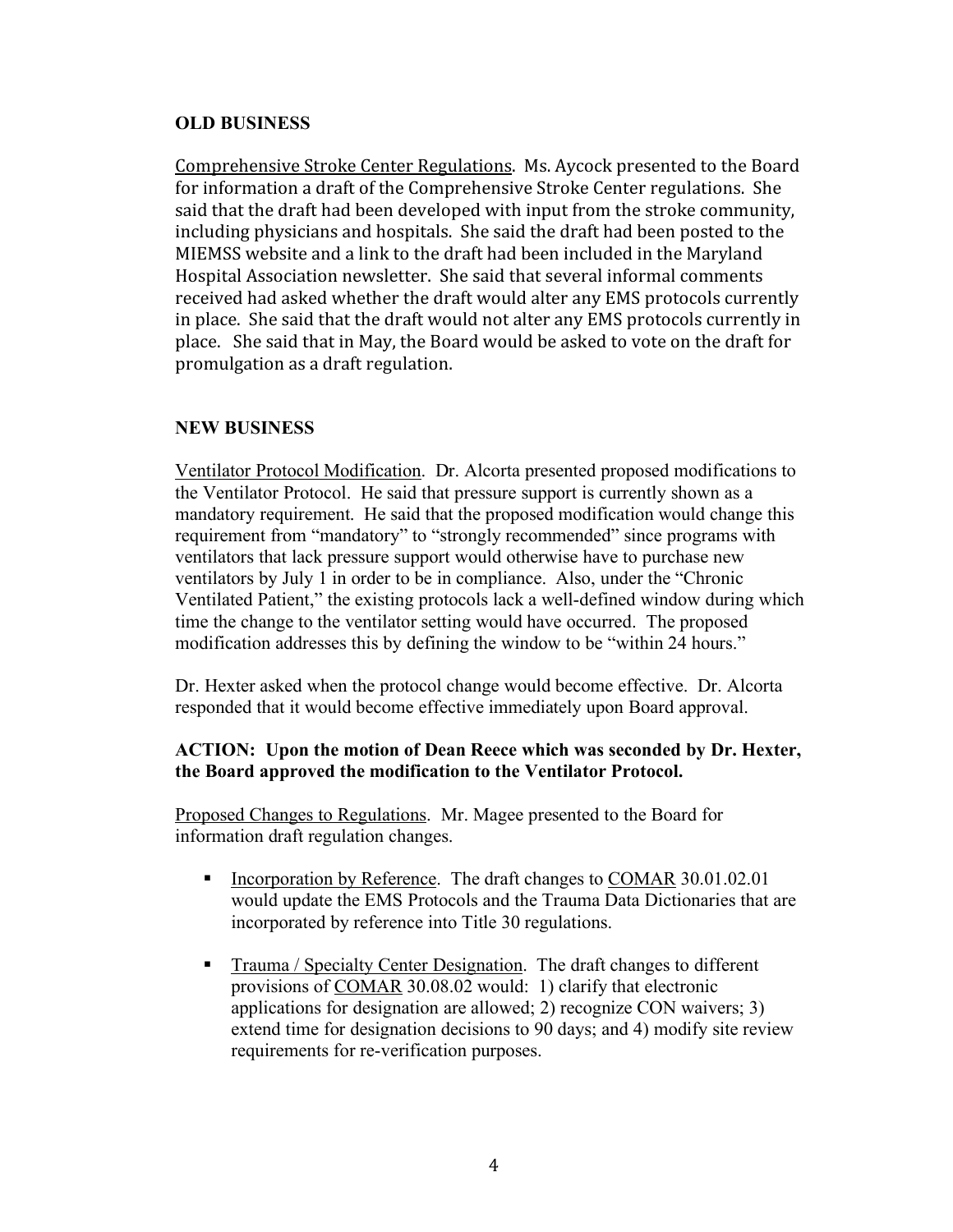## OLD BUSINESS

Comprehensive Stroke Center Regulations. Ms. Aycock presented to the Board for information a draft of the Comprehensive Stroke Center regulations. She said that the draft had been developed with input from the stroke community, including physicians and hospitals. She said the draft had been posted to the MIEMSS website and a link to the draft had been included in the Maryland Hospital Association newsletter. She said that several informal comments received had asked whether the draft would alter any EMS protocols currently in place. She said that the draft would not alter any EMS protocols currently in place. She said that in May, the Board would be asked to vote on the draft for promulgation as a draft regulation.

## NEW BUSINESS

Ventilator Protocol Modification. Dr. Alcorta presented proposed modifications to the Ventilator Protocol. He said that pressure support is currently shown as a mandatory requirement. He said that the proposed modification would change this requirement from "mandatory" to "strongly recommended" since programs with ventilators that lack pressure support would otherwise have to purchase new ventilators by July 1 in order to be in compliance. Also, under the "Chronic Ventilated Patient," the existing protocols lack a well-defined window during which time the change to the ventilator setting would have occurred. The proposed modification addresses this by defining the window to be "within 24 hours."

Dr. Hexter asked when the protocol change would become effective. Dr. Alcorta responded that it would become effective immediately upon Board approval.

**ACTION: Upon the motion of Dean Reece which was seconded by Dr. Hexter, the Board approved the modification to the Ventilator Protocol.**

Proposed Changes to Regulations. Mr. Magee presented to the Board for information draft regulation changes.

- Incorporation by Reference. The draft changes to COMAR 30.01.02.01 would update the EMS Protocols and the Trauma Data Dictionaries that are incorporated by reference into Title 30 regulations.
- Trauma / Specialty Center Designation. The draft changes to different provisions of COMAR 30.08.02 would: 1) clarify that electronic applications for designation are allowed; 2) recognize CON waivers; 3) extend time for designation decisions to 90 days; and 4) modify site review requirements for re-verification purposes.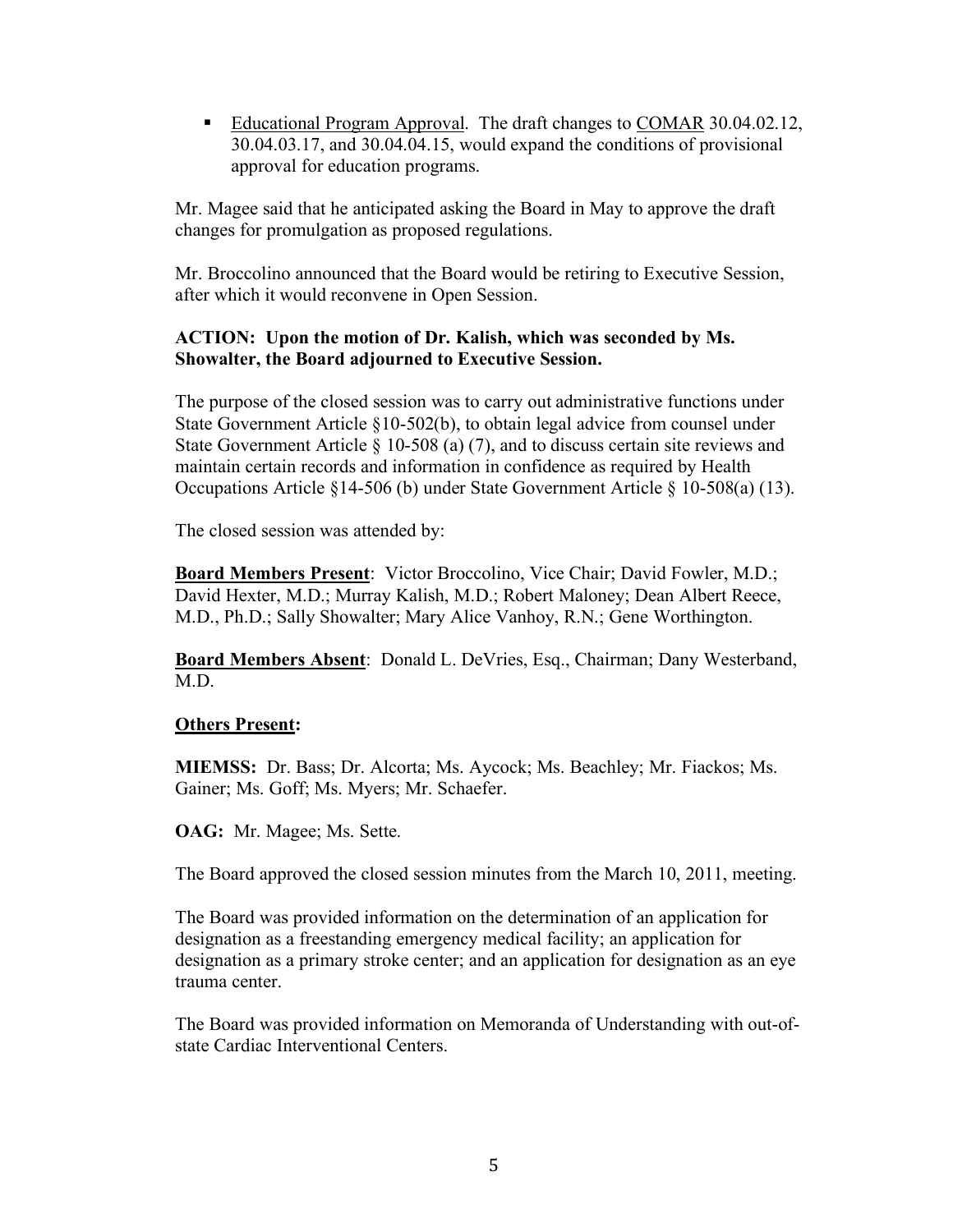- <u>Educational Program Approval</u>. The draft changes to <u>COMAR</u> 30.04.02.12, 30.04.03.17, and 30.04.04.15, would expand the conditions of provisional approval for education programs.

Mr. Magee said that he anticipated asking the Board in May to approve the draft changes for promulgation as proposed regulations.

Mr. Broccolino announced that the Board would be retiring to Executive Session, after which it would reconvene in Open Session.

**ACTION: Upon the motion of Dr. Kalish, which was seconded by Ms. Showalter, the Board adjourned to Executive Session.**

The purpose of the closed session was to carry out administrative functions under State Government Article §10-502(b), to obtain legal advice from counsel under State Government Article § 10-508 (a) (7), and to discuss certain site reviews and maintain certain records and information in confidence as required by Health Occupations Article §14-506 (b) under State Government Article § 10-508(a) (13).

The closed session was attended by:

**<u>Board Members Present</u>**: Victor Broccolino, Vice Chair; David Fowler, M.D.; David Hexter, M.D.; Murray Kalish, M.D.; Robert Maloney; Dean Albert Reece, M.D., Ph.D.; Sally Showalter; Mary Alice Vanhoy, R.N.; Gene Worthington.

**<u>Board Members Absent</u>**: Donald L. DeVries, Esq., Chairman; Dany Westerband, M.D.

**<u>Others Present:</u>**

**MIEMSS:** Dr. Bass; Dr. Alcorta; Ms. Aycock; Ms. Beachley; Mr. Fiackos; Ms. Gainer; Ms. Goff; Ms. Myers; Mr. Schaefer.

**OAG:** Mr. Magee; Ms. Sette.

The Board approved the closed session minutes from the March 10, 2011, meeting.

The Board was provided information on the determination of an application for designation as a freestanding emergency medical facility; an application for designation as a primary stroke center; and an application for designation as an eye trauma center.

The Board was provided information on Memoranda of Understanding with out-of-state Cardiac Interventional Centers.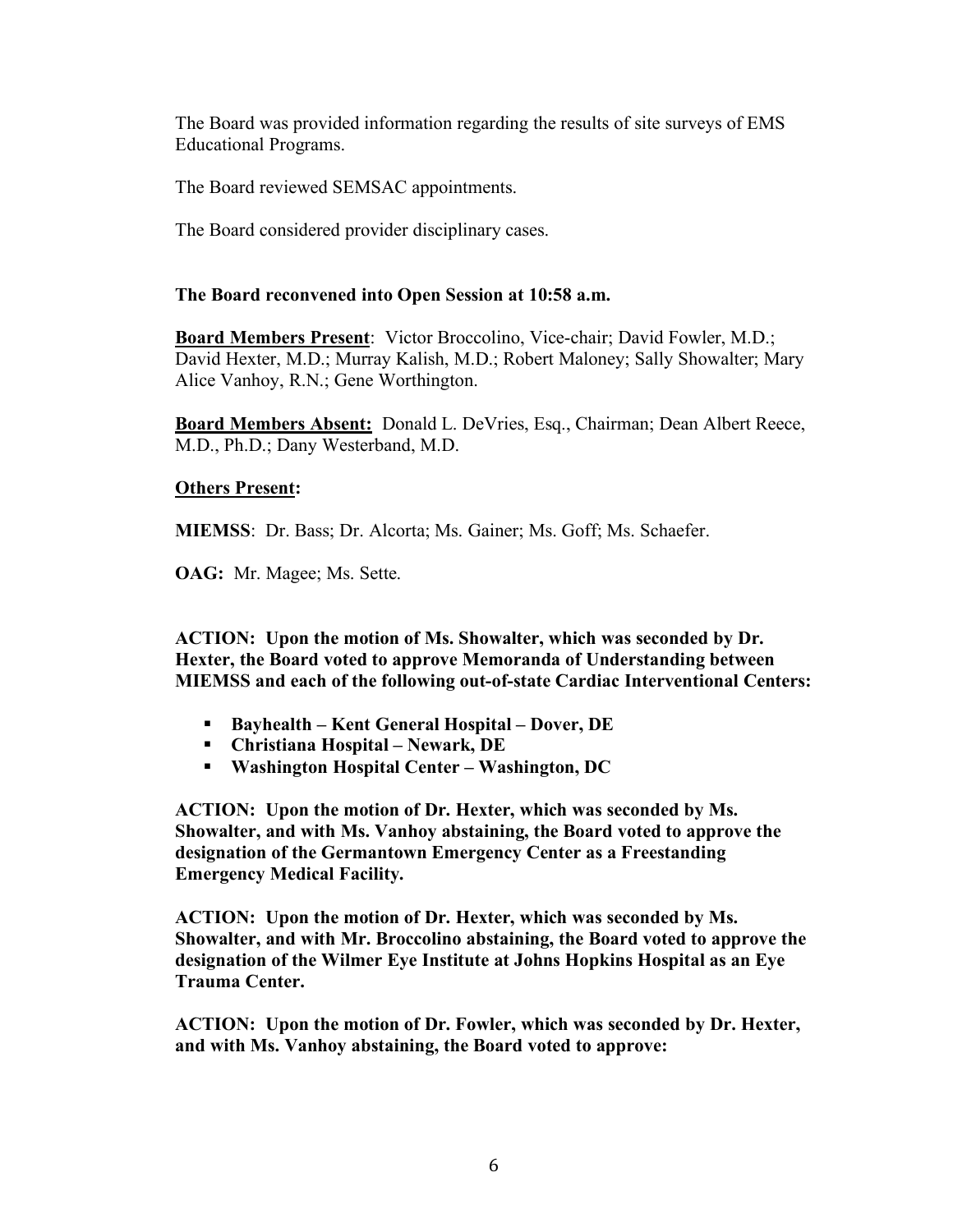The Board was provided information regarding the results of site surveys of EMS Educational Programs.

The Board reviewed SEMSAC appointments.

The Board considered provider disciplinary cases.

**The Board reconvened into Open Session at 10:58 a.m.**

**Board Members Present**: Victor Broccolino, Vice-chair; David Fowler, M.D.; David Hexter, M.D.; Murray Kalish, M.D.; Robert Maloney; Sally Showalter; Mary Alice Vanhoy, R.N.; Gene Worthington.

**Board Members Absent:** Donald L. DeVries, Esq., Chairman; Dean Albert Reece, M.D., Ph.D.; Dany Westerband, M.D.

**Others Present:**

**MIEMSS**: Dr. Bass; Dr. Alcorta; Ms. Gainer; Ms. Goff; Ms. Schaefer.

**OAG:** Mr. Magee; Ms. Sette.

**ACTION: Upon the motion of Ms. Showalter, which was seconded by Dr. Hexter, the Board voted to approve Memoranda of Understanding between MIEMSS and each of the following out-of-state Cardiac Interventional Centers:**

- **Bayhealth – Kent General Hospital – Dover, DE**
- **Christiana Hospital – Newark, DE**
- **Washington Hospital Center – Washington, DC**

**ACTION: Upon the motion of Dr. Hexter, which was seconded by Ms. Showalter, and with Ms. Vanhoy abstaining, the Board voted to approve the designation of the Germantown Emergency Center as a Freestanding Emergency Medical Facility.**

**ACTION: Upon the motion of Dr. Hexter, which was seconded by Ms. Showalter, and with Mr. Broccolino abstaining, the Board voted to approve the designation of the Wilmer Eye Institute at Johns Hopkins Hospital as an Eye Trauma Center.**

**ACTION: Upon the motion of Dr. Fowler, which was seconded by Dr. Hexter, and with Ms. Vanhoy abstaining, the Board voted to approve:**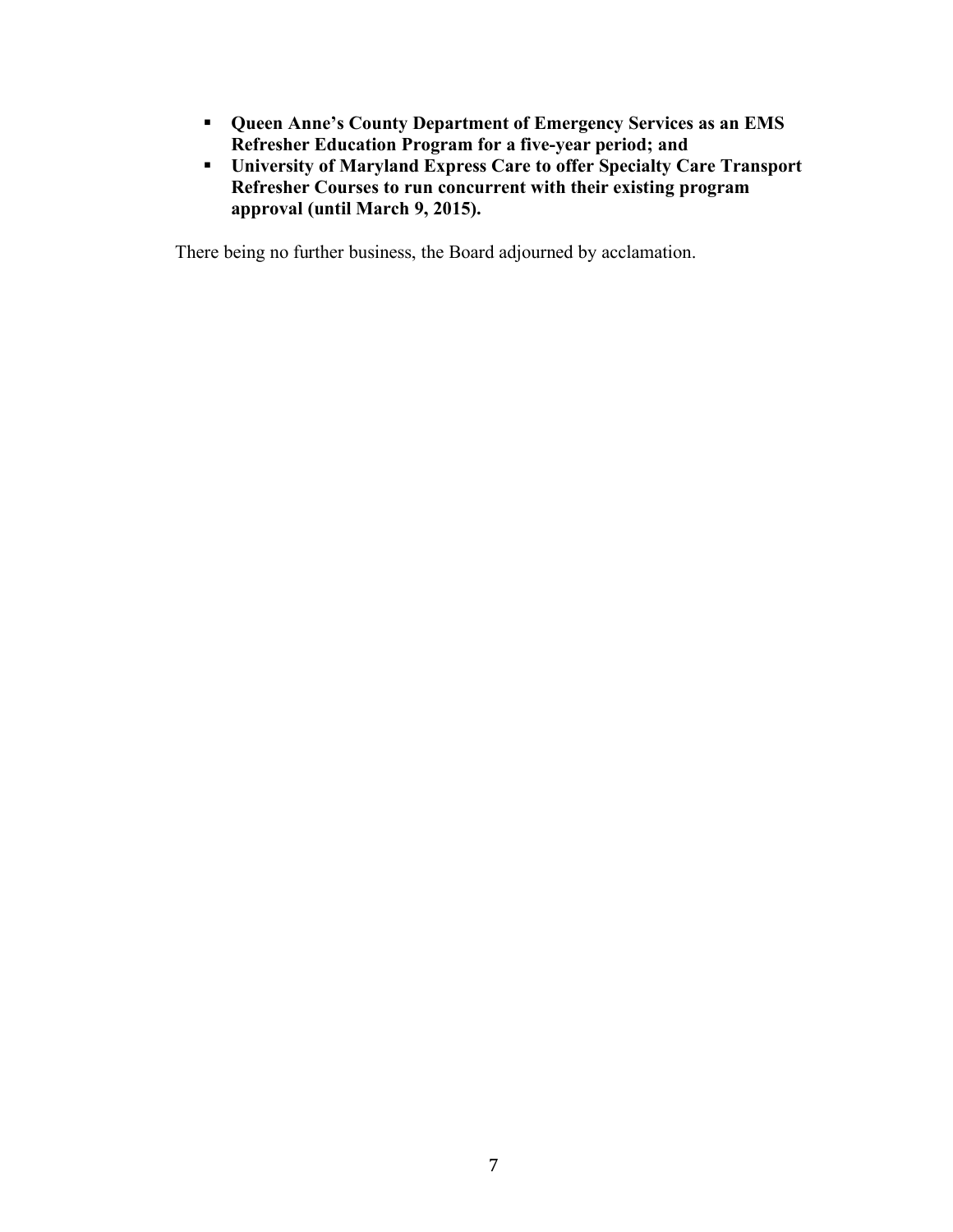- **Queen Anne's County Department of Emergency Services as an EMS Refresher Education Program for a five-year period; and**
- **University of Maryland Express Care to offer Specialty Care Transport Refresher Courses to run concurrent with their existing program approval (until March 9, 2015).**

There being no further business, the Board adjourned by acclamation.